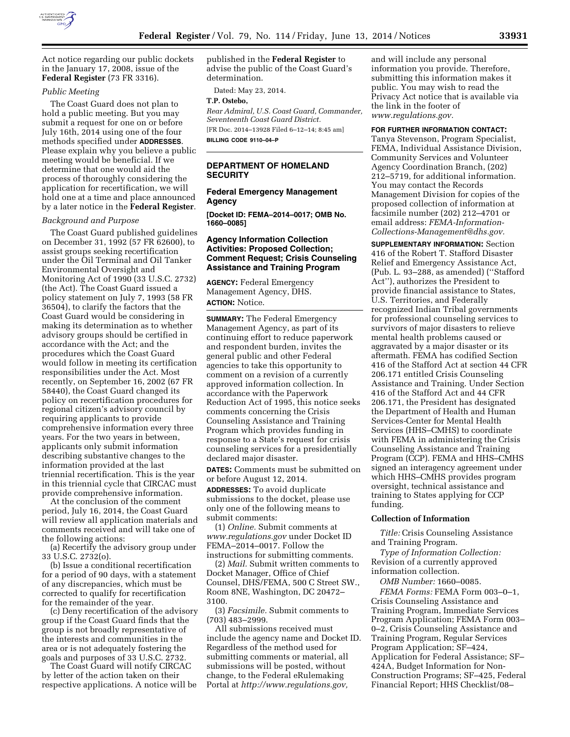Act notice regarding our public dockets in the January 17, 2008, issue of the **Federal Register** (73 FR 3316).

*Public Meeting*

The Coast Guard does not plan to hold a public meeting. But you may submit a request for one on or before July 16th, 2014 using one of the four methods specified under **ADDRESSES**. Please explain why you believe a public meeting would be beneficial. If we determine that one would aid the process of thoroughly considering the application for recertification, we will hold one at a time and place announced by a later notice in the **Federal Register**.

*Background and Purpose*

The Coast Guard published guidelines on December 31, 1992 (57 FR 62600), to assist groups seeking recertification under the Oil Terminal and Oil Tanker Environmental Oversight and Monitoring Act of 1990 (33 U.S.C. 2732) (the Act). The Coast Guard issued a policy statement on July 7, 1993 (58 FR 36504), to clarify the factors that the Coast Guard would be considering in making its determination as to whether advisory groups should be certified in accordance with the Act; and the procedures which the Coast Guard would follow in meeting its certification responsibilities under the Act. Most recently, on September 16, 2002 (67 FR 58440), the Coast Guard changed its policy on recertification procedures for regional citizen's advisory council by requiring applicants to provide comprehensive information every three years. For the two years in between, applicants only submit information describing substantive changes to the information provided at the last triennial recertification. This is the year in this triennial cycle that CIRCAC must provide comprehensive information.

At the conclusion of the comment period, July 16, 2014, the Coast Guard will review all application materials and comments received and will take one of the following actions:

(a) Recertify the advisory group under 33 U.S.C. 2732(o).

(b) Issue a conditional recertification for a period of 90 days, with a statement of any discrepancies, which must be corrected to qualify for recertification for the remainder of the year.

(c) Deny recertification of the advisory group if the Coast Guard finds that the group is not broadly representative of the interests and communities in the area or is not adequately fostering the goals and purposes of 33 U.S.C. 2732.

The Coast Guard will notify CIRCAC by letter of the action taken on their respective applications. A notice will be published in the **Federal Register** to advise the public of the Coast Guard's determination.

Dated: May 23, 2014.

**T.P. Ostebo,**

*Rear Admiral, U.S. Coast Guard, Commander, Seventeenth Coast Guard District.*

[FR Doc. 2014–13928 Filed 6–12–14; 8:45 am]

**BILLING CODE 9110–04–P**

---

## DEPARTMENT OF HOMELAND SECURITY

### Federal Emergency Management Agency

**[Docket ID: FEMA–2014–0017; OMB No. 1660–0085]**

### Agency Information Collection Activities: Proposed Collection; Comment Request; Crisis Counseling Assistance and Training Program

**AGENCY:** Federal Emergency Management Agency, DHS.

**ACTION:** Notice.

**SUMMARY:** The Federal Emergency Management Agency, as part of its continuing effort to reduce paperwork and respondent burden, invites the general public and other Federal agencies to take this opportunity to comment on a revision of a currently approved information collection. In accordance with the Paperwork Reduction Act of 1995, this notice seeks comments concerning the Crisis Counseling Assistance and Training Program which provides funding in response to a State's request for crisis counseling services for a presidentially declared major disaster.

**DATES:** Comments must be submitted on or before August 12, 2014.

**ADDRESSES:** To avoid duplicate submissions to the docket, please use only one of the following means to submit comments:

(1) *Online.* Submit comments at *www.regulations.gov* under Docket ID FEMA–2014–0017. Follow the instructions for submitting comments.

(2) *Mail.* Submit written comments to Docket Manager, Office of Chief Counsel, DHS/FEMA, 500 C Street SW., Room 8NE, Washington, DC 20472–3100.

(3) *Facsimile.* Submit comments to (703) 483–2999.

All submissions received must include the agency name and Docket ID. Regardless of the method used for submitting comments or material, all submissions will be posted, without change, to the Federal eRulemaking Portal at *http://www.regulations.gov,* and will include any personal information you provide. Therefore, submitting this information makes it public. You may wish to read the Privacy Act notice that is available via the link in the footer of *www.regulations.gov.*

**FOR FURTHER INFORMATION CONTACT:** Tanya Stevenson, Program Specialist, FEMA, Individual Assistance Division, Community Services and Volunteer Agency Coordination Branch, (202) 212–5719, for additional information. You may contact the Records Management Division for copies of the proposed collection of information at facsimile number (202) 212–4701 or email address: *FEMA-Information-Collections-Management@dhs.gov.*

**SUPPLEMENTARY INFORMATION:** Section 416 of the Robert T. Stafford Disaster Relief and Emergency Assistance Act, (Pub. L. 93–288, as amended) (''Stafford Act''), authorizes the President to provide financial assistance to States, U.S. Territories, and Federally recognized Indian Tribal governments for professional counseling services to survivors of major disasters to relieve mental health problems caused or aggravated by a major disaster or its aftermath. FEMA has codified Section 416 of the Stafford Act at section 44 CFR 206.171 entitled Crisis Counseling Assistance and Training. Under Section 416 of the Stafford Act and 44 CFR 206.171, the President has designated the Department of Health and Human Services-Center for Mental Health Services (HHS–CMHS) to coordinate with FEMA in administering the Crisis Counseling Assistance and Training Program (CCP). FEMA and HHS–CMHS signed an interagency agreement under which HHS–CMHS provides program oversight, technical assistance and training to States applying for CCP funding.

**Collection of Information**

*Title:* Crisis Counseling Assistance and Training Program.

*Type of Information Collection:* Revision of a currently approved information collection.

*OMB Number:* 1660–0085.

*FEMA Forms:* FEMA Form 003–0–1, Crisis Counseling Assistance and Training Program, Immediate Services Program Application; FEMA Form 003–0–2, Crisis Counseling Assistance and Training Program, Regular Services Program Application; SF–424, Application for Federal Assistance; SF–424A, Budget Information for Non-Construction Programs; SF–425, Federal Financial Report; HHS Checklist/08–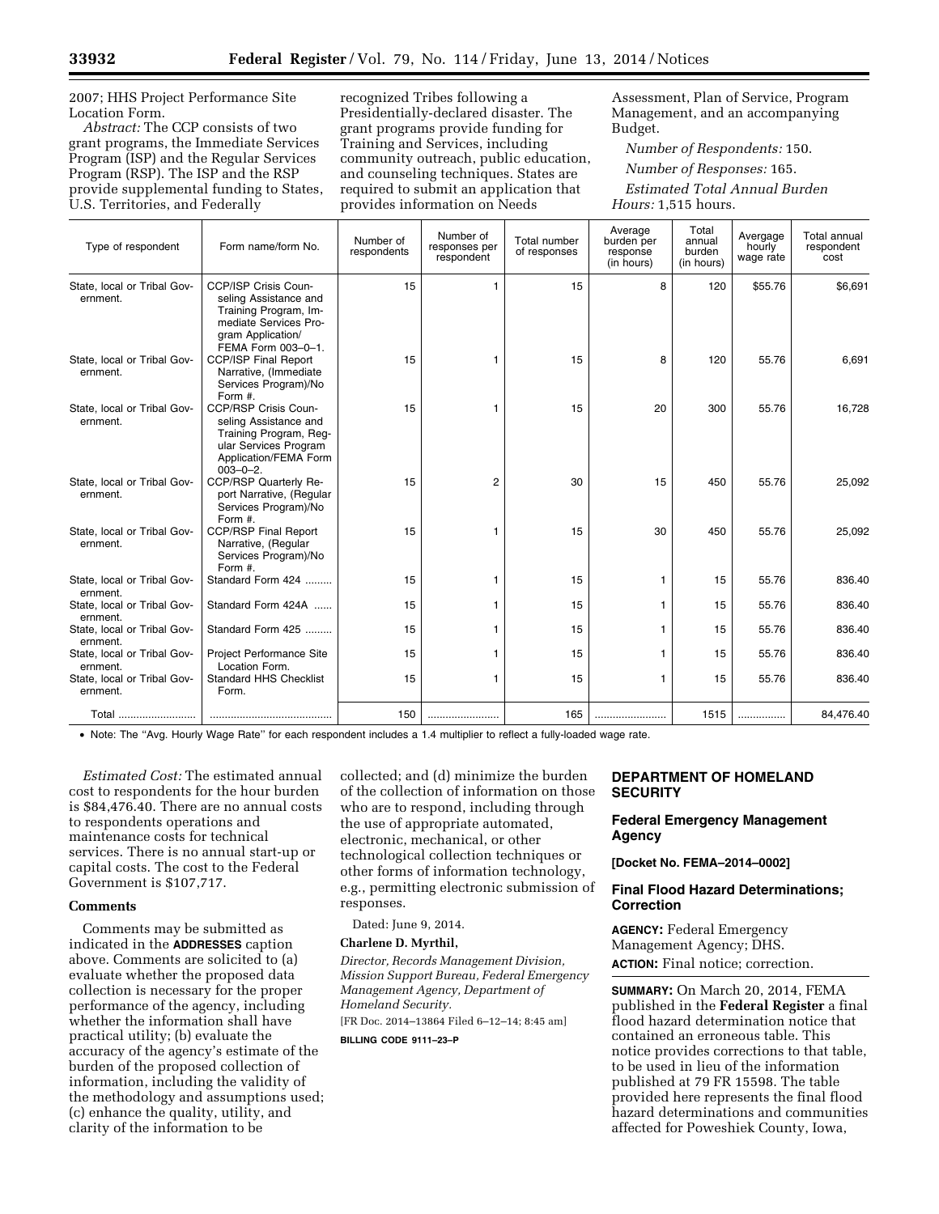2007; HHS Project Performance Site Location Form.

*Abstract:* The CCP consists of two grant programs, the Immediate Services Program (ISP) and the Regular Services Program (RSP). The ISP and the RSP provide supplemental funding to States, U.S. Territories, and Federally recognized Tribes following a Presidentially-declared disaster. The grant programs provide funding for Training and Services, including community outreach, public education, and counseling techniques. States are required to submit an application that provides information on Needs Assessment, Plan of Service, Program Management, and an accompanying Budget.

*Number of Respondents:* 150.

*Number of Responses:* 165.

*Estimated Total Annual Burden Hours:* 1,515 hours.

| Type of respondent | Form name/form No. | Number of respondents | Number of responses per respondent | Total number of responses | Average burden per response (in hours) | Total annual burden (in hours) | Avergage hourly wage rate | Total annual respondent cost |
|---|---|---|---|---|---|---|---|---|
| State, local or Tribal Government. | CCP/ISP Crisis Counseling Assistance and Training Program, Immediate Services Program Application/ FEMA Form 003–0–1. | 15 | 1 | 15 | 8 | 120 | $55.76 | $6,691 |
| State, local or Tribal Government. | CCP/ISP Final Report Narrative, (Immediate Services Program)/No Form #. | 15 | 1 | 15 | 8 | 120 | 55.76 | 6,691 |
| State, local or Tribal Government. | CCP/RSP Crisis Counseling Assistance and Training Program, Regular Services Program Application/FEMA Form 003–0–2. | 15 | 1 | 15 | 20 | 300 | 55.76 | 16,728 |
| State, local or Tribal Government. | CCP/RSP Quarterly Report Narrative, (Regular Services Program)/No Form #. | 15 | 2 | 30 | 15 | 450 | 55.76 | 25,092 |
| State, local or Tribal Government. | CCP/RSP Final Report Narrative, (Regular Services Program)/No Form #. | 15 | 1 | 15 | 30 | 450 | 55.76 | 25,092 |
| State, local or Tribal Government. | Standard Form 424 ......... | 15 | 1 | 15 | 1 | 15 | 55.76 | 836.40 |
| State, local or Tribal Government. | Standard Form 424A ...... | 15 | 1 | 15 | 1 | 15 | 55.76 | 836.40 |
| State, local or Tribal Government. | Standard Form 425 ......... | 15 | 1 | 15 | 1 | 15 | 55.76 | 836.40 |
| State, local or Tribal Government. | Project Performance Site Location Form. | 15 | 1 | 15 | 1 | 15 | 55.76 | 836.40 |
| State, local or Tribal Government. | Standard HHS Checklist Form. | 15 | 1 | 15 | 1 | 15 | 55.76 | 836.40 |
| Total .......................... | ......................................... | 150 | ........................ | 165 | ........................ | 1515 | ................ | 84,476.40 |

- Note: The "Avg. Hourly Wage Rate" for each respondent includes a 1.4 multiplier to reflect a fully-loaded wage rate.

*Estimated Cost:* The estimated annual cost to respondents for the hour burden is $84,476.40. There are no annual costs to respondents operations and maintenance costs for technical services. There is no annual start-up or capital costs. The cost to the Federal Government is $107,717.

### Comments

Comments may be submitted as indicated in the **ADDRESSES** caption above. Comments are solicited to (a) evaluate whether the proposed data collection is necessary for the proper performance of the agency, including whether the information shall have practical utility; (b) evaluate the accuracy of the agency's estimate of the burden of the proposed collection of information, including the validity of the methodology and assumptions used; (c) enhance the quality, utility, and clarity of the information to be collected; and (d) minimize the burden of the collection of information on those who are to respond, including through the use of appropriate automated, electronic, mechanical, or other technological collection techniques or other forms of information technology, e.g., permitting electronic submission of responses.

Dated: June 9, 2014.

**Charlene D. Myrthil,**

*Director, Records Management Division, Mission Support Bureau, Federal Emergency Management Agency, Department of Homeland Security.*

[FR Doc. 2014–13864 Filed 6–12–14; 8:45 am]

**BILLING CODE 9111–23–P**

## DEPARTMENT OF HOMELAND SECURITY

### Federal Emergency Management Agency

**[Docket No. FEMA–2014–0002]**

### Final Flood Hazard Determinations; Correction

**AGENCY:** Federal Emergency Management Agency; DHS.

**ACTION:** Final notice; correction.

**SUMMARY:** On March 20, 2014, FEMA published in the **Federal Register** a final flood hazard determination notice that contained an erroneous table. This notice provides corrections to that table, to be used in lieu of the information published at 79 FR 15598. The table provided here represents the final flood hazard determinations and communities affected for Poweshiek County, Iowa,